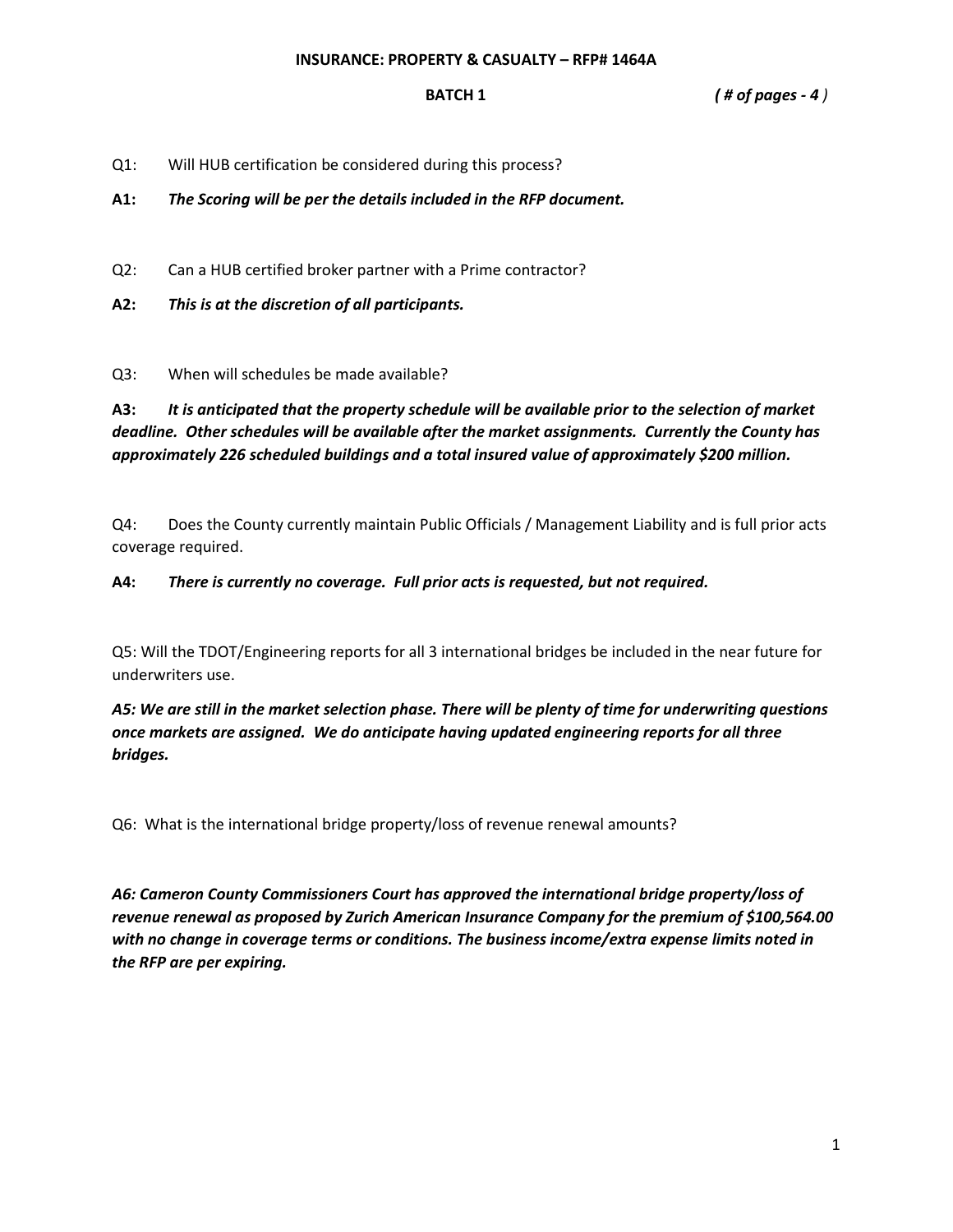**INSURANCE: PROPERTY & CASUALTY – RFP# 1464A**

**BATCH 1** ***( # of pages - 4 )***

Q1: Will HUB certification be considered during this process?

**A1:** ***The Scoring will be per the details included in the RFP document.***

Q2: Can a HUB certified broker partner with a Prime contractor?

**A2:** ***This is at the discretion of all participants.***

Q3: When will schedules be made available?

**A3:** ***It is anticipated that the property schedule will be available prior to the selection of market deadline. Other schedules will be available after the market assignments. Currently the County has approximately 226 scheduled buildings and a total insured value of approximately $200 million.***

Q4: Does the County currently maintain Public Officials / Management Liability and is full prior acts coverage required.

**A4:** ***There is currently no coverage. Full prior acts is requested, but not required.***

Q5: Will the TDOT/Engineering reports for all 3 international bridges be included in the near future for underwriters use.

***A5: We are still in the market selection phase. There will be plenty of time for underwriting questions once markets are assigned. We do anticipate having updated engineering reports for all three bridges.***

Q6: What is the international bridge property/loss of revenue renewal amounts?

***A6: Cameron County Commissioners Court has approved the international bridge property/loss of revenue renewal as proposed by Zurich American Insurance Company for the premium of $100,564.00 with no change in coverage terms or conditions. The business income/extra expense limits noted in the RFP are per expiring.***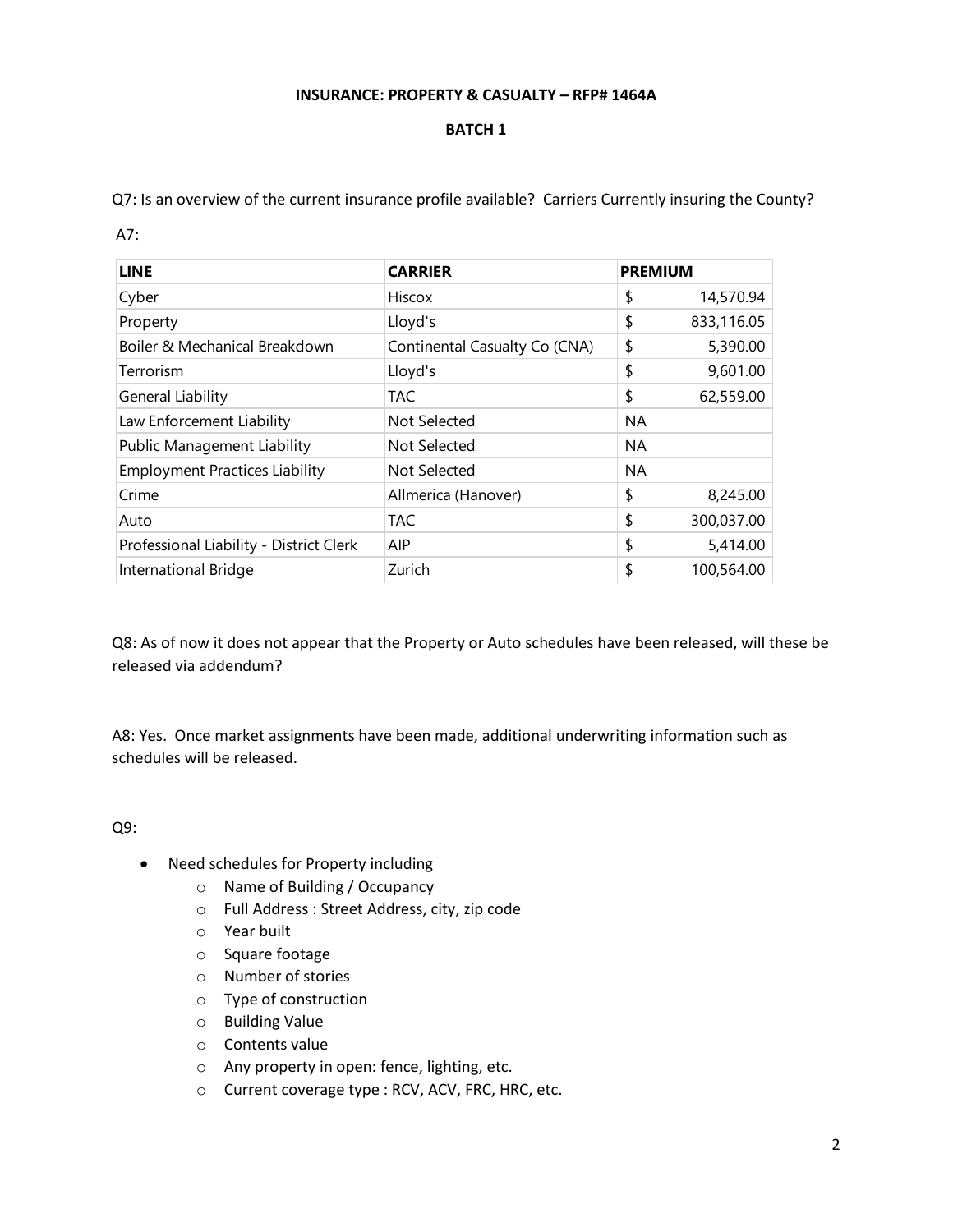**INSURANCE: PROPERTY & CASUALTY – RFP# 1464A**

**BATCH 1**

Q7: Is an overview of the current insurance profile available? Carriers Currently insuring the County?

A7:

| LINE | CARRIER | PREMIUM |
|---|---|---|
| Cyber | Hiscox | $ 14,570.94 |
| Property | Lloyd's | $ 833,116.05 |
| Boiler & Mechanical Breakdown | Continental Casualty Co (CNA) | $ 5,390.00 |
| Terrorism | Lloyd's | $ 9,601.00 |
| General Liability | TAC | $ 62,559.00 |
| Law Enforcement Liability | Not Selected | NA |
| Public Management Liability | Not Selected | NA |
| Employment Practices Liability | Not Selected | NA |
| Crime | Allmerica (Hanover) | $ 8,245.00 |
| Auto | TAC | $ 300,037.00 |
| Professional Liability - District Clerk | AIP | $ 5,414.00 |
| International Bridge | Zurich | $ 100,564.00 |

Q8: As of now it does not appear that the Property or Auto schedules have been released, will these be released via addendum?

A8: Yes. Once market assignments have been made, additional underwriting information such as schedules will be released.

Q9:

- Need schedules for Property including
  - Name of Building / Occupancy
  - Full Address : Street Address, city, zip code
  - Year built
  - Square footage
  - Number of stories
  - Type of construction
  - Building Value
  - Contents value
  - Any property in open: fence, lighting, etc.
  - Current coverage type : RCV, ACV, FRC, HRC, etc.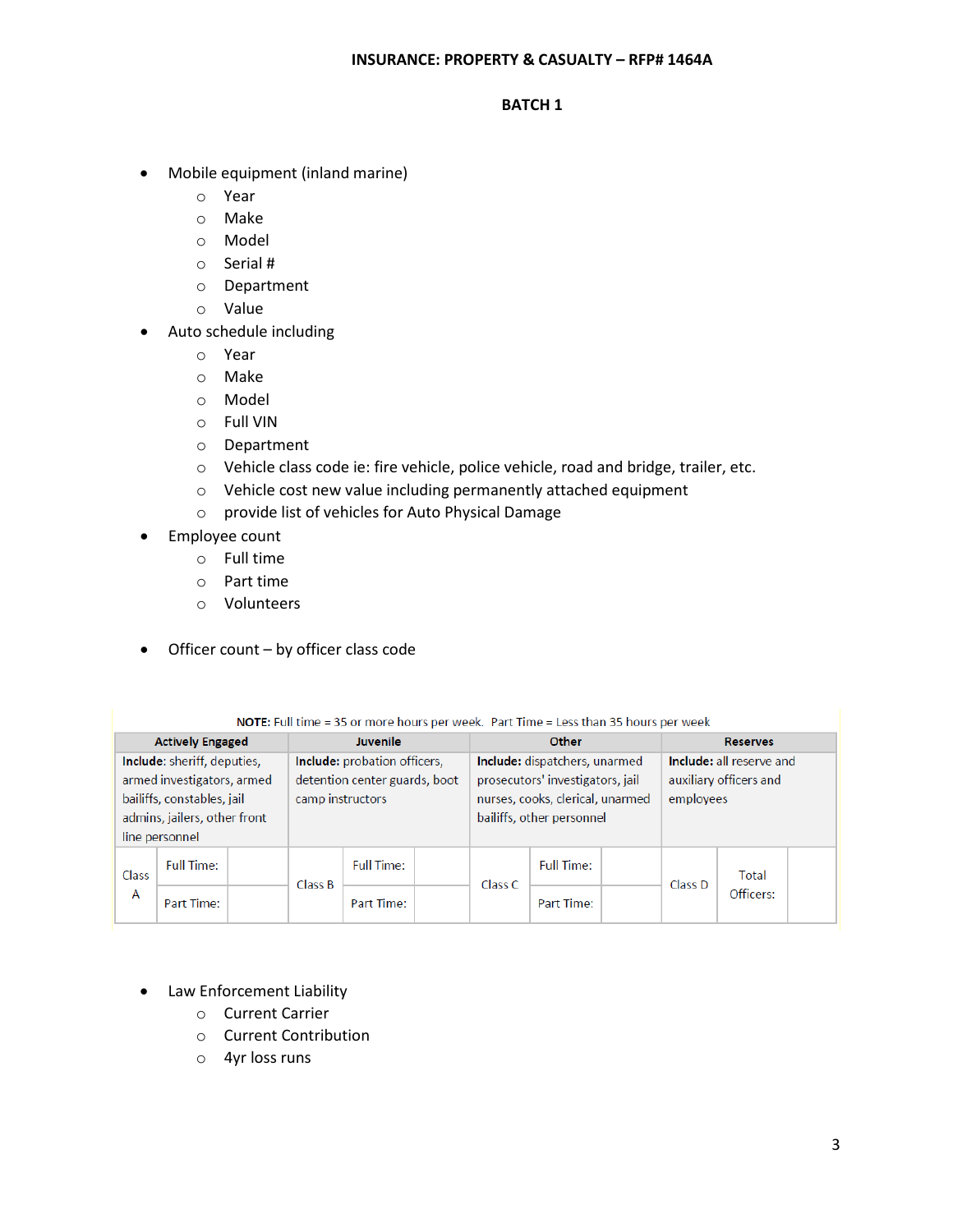**INSURANCE: PROPERTY & CASUALTY – RFP# 1464A**

**BATCH 1**

- Mobile equipment (inland marine)
  - Year
  - Make
  - Model
  - Serial #
  - Department
  - Value
- Auto schedule including
  - Year
  - Make
  - Model
  - Full VIN
  - Department
  - Vehicle class code ie: fire vehicle, police vehicle, road and bridge, trailer, etc.
  - Vehicle cost new value including permanently attached equipment
  - provide list of vehicles for Auto Physical Damage
- Employee count
  - Full time
  - Part time
  - Volunteers
- Officer count – by officer class code

**NOTE:** Full time = 35 or more hours per week. Part Time = Less than 35 hours per week

| Actively Engaged | | | Juvenile | | | Other | | | Reserves | | |
|---|---|---|---|---|---|---|---|---|---|---|---|
| **Include:** sheriff, deputies, armed investigators, armed bailiffs, constables, jail admins, jailers, other front line personnel | | | **Include:** probation officers, detention center guards, boot camp instructors | | | **Include:** dispatchers, unarmed prosecutors' investigators, jail nurses, cooks, clerical, unarmed bailiffs, other personnel | | | **Include:** all reserve and auxiliary officers and employees | | |
| Class A | Full Time: | | Class B | Full Time: | | Class C | Full Time: | | Class D | Total Officers: | |
| | Part Time: | | | Part Time: | | | Part Time: | | | | |

- Law Enforcement Liability
  - Current Carrier
  - Current Contribution
  - 4yr loss runs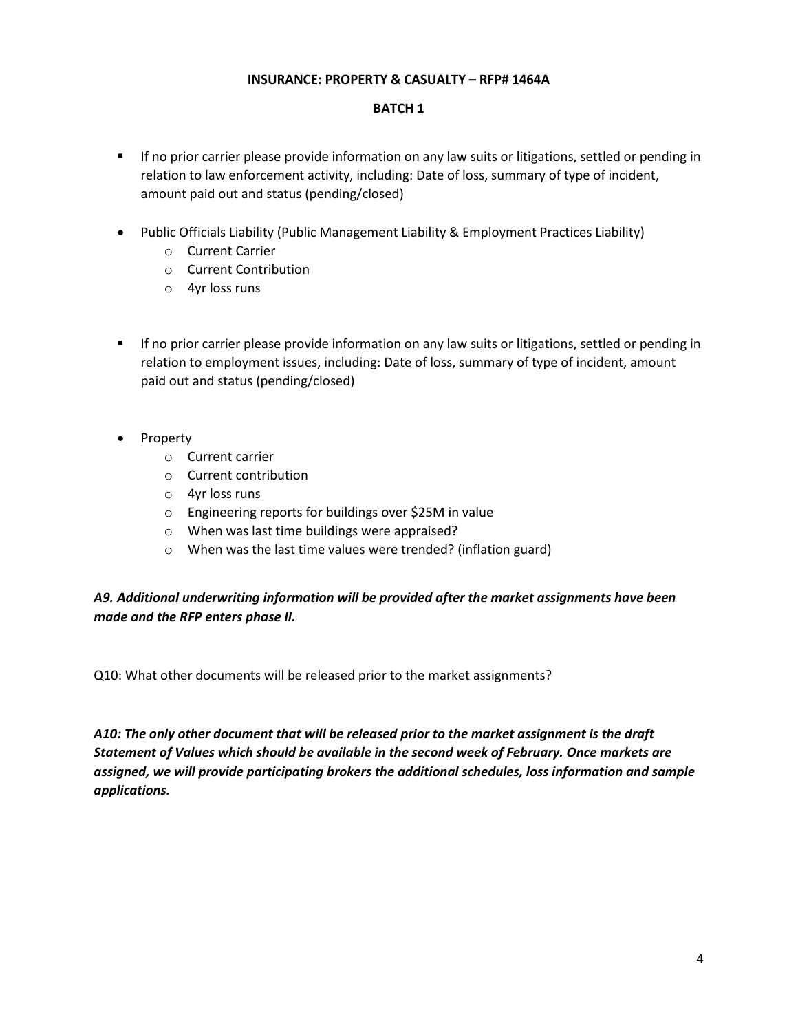**INSURANCE: PROPERTY & CASUALTY – RFP# 1464A**

**BATCH 1**

- If no prior carrier please provide information on any law suits or litigations, settled or pending in relation to law enforcement activity, including: Date of loss, summary of type of incident, amount paid out and status (pending/closed)

- Public Officials Liability (Public Management Liability & Employment Practices Liability)
  - Current Carrier
  - Current Contribution
  - 4yr loss runs

- If no prior carrier please provide information on any law suits or litigations, settled or pending in relation to employment issues, including: Date of loss, summary of type of incident, amount paid out and status (pending/closed)

- Property
  - Current carrier
  - Current contribution
  - 4yr loss runs
  - Engineering reports for buildings over $25M in value
  - When was last time buildings were appraised?
  - When was the last time values were trended? (inflation guard)

***A9. Additional underwriting information will be provided after the market assignments have been made and the RFP enters phase II.***

Q10: What other documents will be released prior to the market assignments?

***A10: The only other document that will be released prior to the market assignment is the draft Statement of Values which should be available in the second week of February. Once markets are assigned, we will provide participating brokers the additional schedules, loss information and sample applications.***